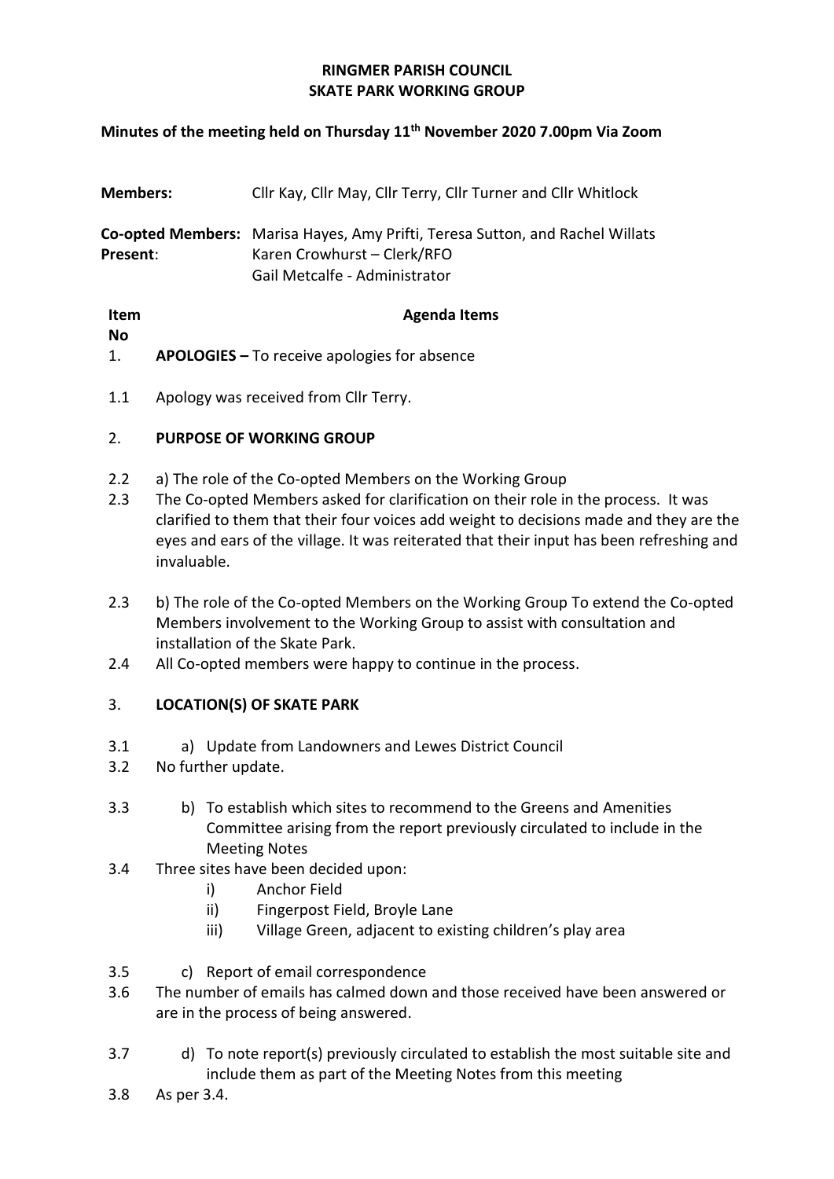**RINGMER PARISH COUNCIL**
**SKATE PARK WORKING GROUP**

**Minutes of the meeting held on Thursday 11th November 2020 7.00pm Via Zoom**

**Members:** Cllr Kay, Cllr May, Cllr Terry, Cllr Turner and Cllr Whitlock

**Co-opted Members:** Marisa Hayes, Amy Prifti, Teresa Sutton, and Rachel Willats
**Present**: Karen Crowhurst – Clerk/RFO
Gail Metcalfe - Administrator

| Item No | Agenda Items |
|---|---|
| 1. | **APOLOGIES –** To receive apologies for absence |
| 1.1 | Apology was received from Cllr Terry. |
| 2. | **PURPOSE OF WORKING GROUP** |
| 2.2 | a) The role of the Co-opted Members on the Working Group |
| 2.3 | The Co-opted Members asked for clarification on their role in the process. It was clarified to them that their four voices add weight to decisions made and they are the eyes and ears of the village. It was reiterated that their input has been refreshing and invaluable. |
| 2.3 | b) The role of the Co-opted Members on the Working Group To extend the Co-opted Members involvement to the Working Group to assist with consultation and installation of the Skate Park. |
| 2.4 | All Co-opted members were happy to continue in the process. |
| 3. | **LOCATION(S) OF SKATE PARK** |
| 3.1 | a) Update from Landowners and Lewes District Council |
| 3.2 | No further update. |
| 3.3 | b) To establish which sites to recommend to the Greens and Amenities Committee arising from the report previously circulated to include in the Meeting Notes |
| 3.4 | Three sites have been decided upon:<br>i) Anchor Field<br>ii) Fingerpost Field, Broyle Lane<br>iii) Village Green, adjacent to existing children's play area |
| 3.5 | c) Report of email correspondence |
| 3.6 | The number of emails has calmed down and those received have been answered or are in the process of being answered. |
| 3.7 | d) To note report(s) previously circulated to establish the most suitable site and include them as part of the Meeting Notes from this meeting |
| 3.8 | As per 3.4. |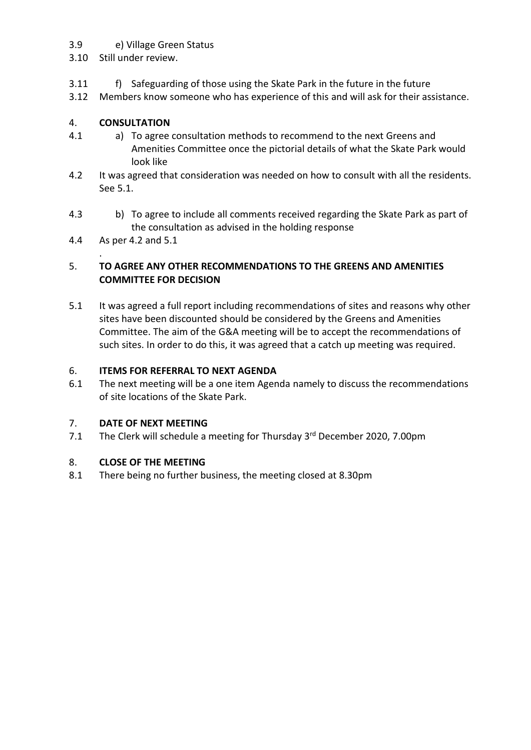3.9 e) Village Green Status

3.10 Still under review.

3.11 f) Safeguarding of those using the Skate Park in the future in the future

3.12 Members know someone who has experience of this and will ask for their assistance.

## 4. CONSULTATION

4.1 a) To agree consultation methods to recommend to the next Greens and Amenities Committee once the pictorial details of what the Skate Park would look like

4.2 It was agreed that consideration was needed on how to consult with all the residents. See 5.1.

4.3 b) To agree to include all comments received regarding the Skate Park as part of the consultation as advised in the holding response

4.4 As per 4.2 and 5.1

.

## 5. TO AGREE ANY OTHER RECOMMENDATIONS TO THE GREENS AND AMENITIES COMMITTEE FOR DECISION

5.1 It was agreed a full report including recommendations of sites and reasons why other sites have been discounted should be considered by the Greens and Amenities Committee. The aim of the G&A meeting will be to accept the recommendations of such sites. In order to do this, it was agreed that a catch up meeting was required.

## 6. ITEMS FOR REFERRAL TO NEXT AGENDA

6.1 The next meeting will be a one item Agenda namely to discuss the recommendations of site locations of the Skate Park.

## 7. DATE OF NEXT MEETING

7.1 The Clerk will schedule a meeting for Thursday 3rd December 2020, 7.00pm

## 8. CLOSE OF THE MEETING

8.1 There being no further business, the meeting closed at 8.30pm